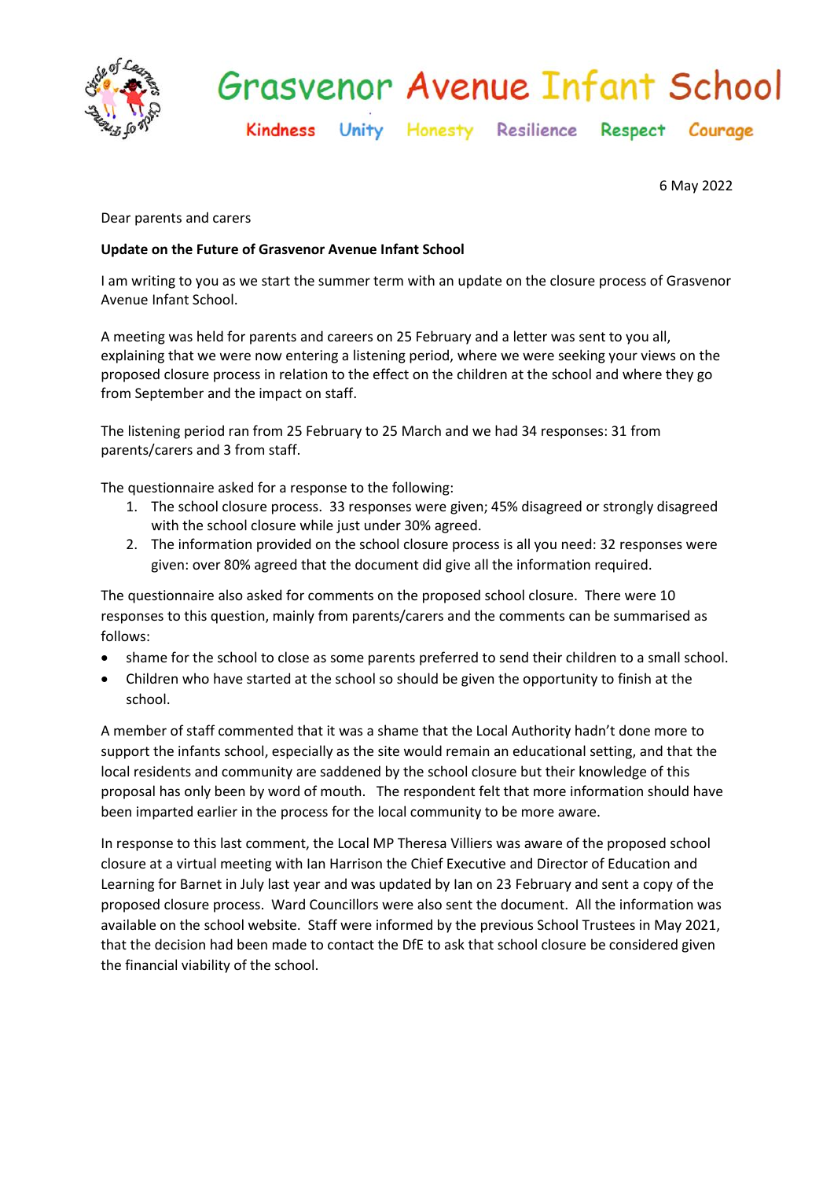# Grasvenor Avenue Infant School

Kindness Unity Honesty Resilience Respect Courage

6 May 2022

Dear parents and carers

**Update on the Future of Grasvenor Avenue Infant School**

I am writing to you as we start the summer term with an update on the closure process of Grasvenor Avenue Infant School.

A meeting was held for parents and careers on 25 February and a letter was sent to you all, explaining that we were now entering a listening period, where we were seeking your views on the proposed closure process in relation to the effect on the children at the school and where they go from September and the impact on staff.

The listening period ran from 25 February to 25 March and we had 34 responses: 31 from parents/carers and 3 from staff.

The questionnaire asked for a response to the following:

1. The school closure process. 33 responses were given; 45% disagreed or strongly disagreed with the school closure while just under 30% agreed.
2. The information provided on the school closure process is all you need: 32 responses were given: over 80% agreed that the document did give all the information required.

The questionnaire also asked for comments on the proposed school closure. There were 10 responses to this question, mainly from parents/carers and the comments can be summarised as follows:

- shame for the school to close as some parents preferred to send their children to a small school.
- Children who have started at the school so should be given the opportunity to finish at the school.

A member of staff commented that it was a shame that the Local Authority hadn't done more to support the infants school, especially as the site would remain an educational setting, and that the local residents and community are saddened by the school closure but their knowledge of this proposal has only been by word of mouth. The respondent felt that more information should have been imparted earlier in the process for the local community to be more aware.

In response to this last comment, the Local MP Theresa Villiers was aware of the proposed school closure at a virtual meeting with Ian Harrison the Chief Executive and Director of Education and Learning for Barnet in July last year and was updated by Ian on 23 February and sent a copy of the proposed closure process. Ward Councillors were also sent the document. All the information was available on the school website. Staff were informed by the previous School Trustees in May 2021, that the decision had been made to contact the DfE to ask that school closure be considered given the financial viability of the school.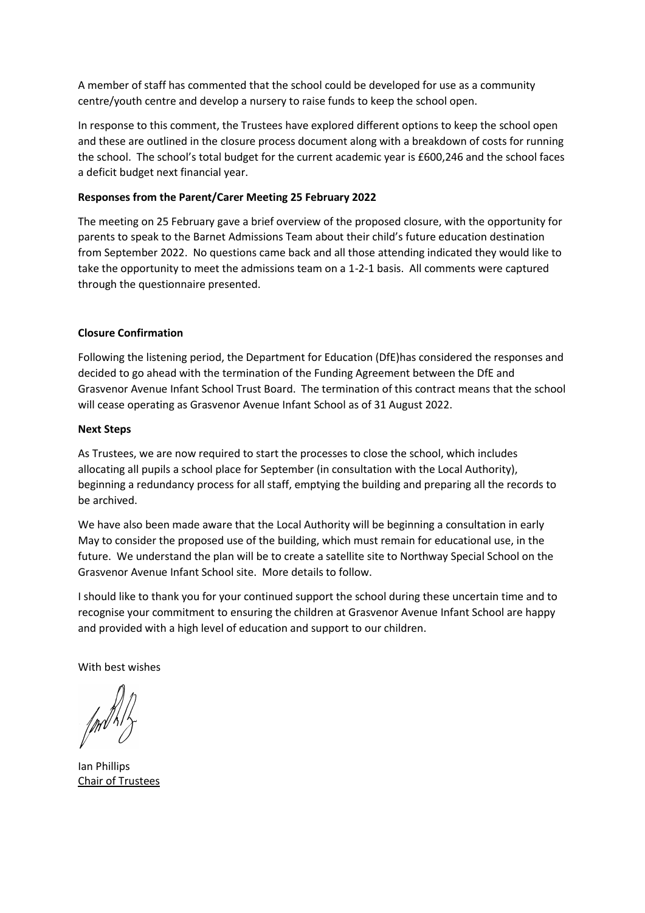A member of staff has commented that the school could be developed for use as a community centre/youth centre and develop a nursery to raise funds to keep the school open.

In response to this comment, the Trustees have explored different options to keep the school open and these are outlined in the closure process document along with a breakdown of costs for running the school. The school's total budget for the current academic year is £600,246 and the school faces a deficit budget next financial year.

**Responses from the Parent/Carer Meeting 25 February 2022**

The meeting on 25 February gave a brief overview of the proposed closure, with the opportunity for parents to speak to the Barnet Admissions Team about their child's future education destination from September 2022. No questions came back and all those attending indicated they would like to take the opportunity to meet the admissions team on a 1-2-1 basis. All comments were captured through the questionnaire presented.

**Closure Confirmation**

Following the listening period, the Department for Education (DfE)has considered the responses and decided to go ahead with the termination of the Funding Agreement between the DfE and Grasvenor Avenue Infant School Trust Board. The termination of this contract means that the school will cease operating as Grasvenor Avenue Infant School as of 31 August 2022.

**Next Steps**

As Trustees, we are now required to start the processes to close the school, which includes allocating all pupils a school place for September (in consultation with the Local Authority), beginning a redundancy process for all staff, emptying the building and preparing all the records to be archived.

We have also been made aware that the Local Authority will be beginning a consultation in early May to consider the proposed use of the building, which must remain for educational use, in the future. We understand the plan will be to create a satellite site to Northway Special School on the Grasvenor Avenue Infant School site. More details to follow.

I should like to thank you for your continued support the school during these uncertain time and to recognise your commitment to ensuring the children at Grasvenor Avenue Infant School are happy and provided with a high level of education and support to our children.

With best wishes

Ian Phillips
Chair of Trustees